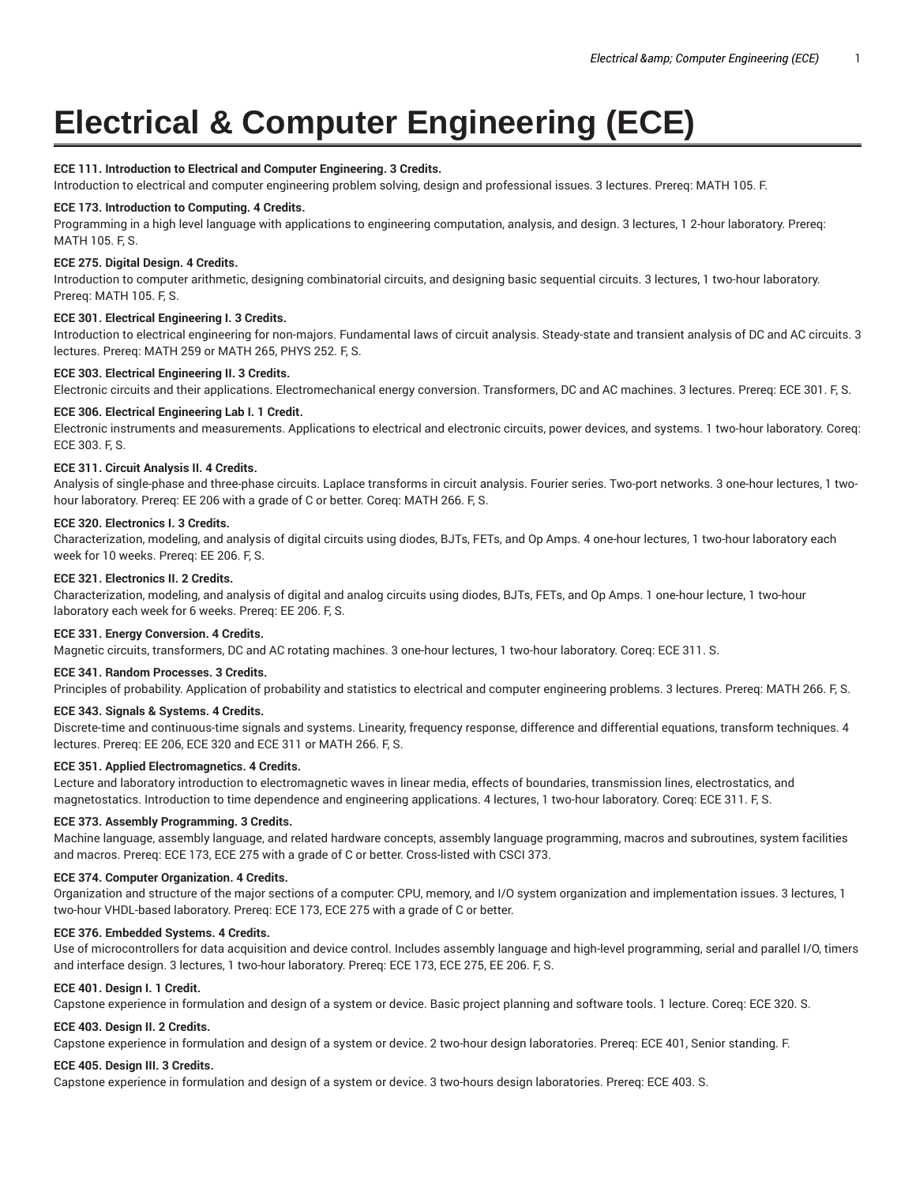# Electrical & Computer Engineering (ECE)

**ECE 111. Introduction to Electrical and Computer Engineering. 3 Credits.**
Introduction to electrical and computer engineering problem solving, design and professional issues. 3 lectures. Prereq: MATH 105. F.

**ECE 173. Introduction to Computing. 4 Credits.**
Programming in a high level language with applications to engineering computation, analysis, and design. 3 lectures, 1 2-hour laboratory. Prereq: MATH 105. F, S.

**ECE 275. Digital Design. 4 Credits.**
Introduction to computer arithmetic, designing combinatorial circuits, and designing basic sequential circuits. 3 lectures, 1 two-hour laboratory. Prereq: MATH 105. F, S.

**ECE 301. Electrical Engineering I. 3 Credits.**
Introduction to electrical engineering for non-majors. Fundamental laws of circuit analysis. Steady-state and transient analysis of DC and AC circuits. 3 lectures. Prereq: MATH 259 or MATH 265, PHYS 252. F, S.

**ECE 303. Electrical Engineering II. 3 Credits.**
Electronic circuits and their applications. Electromechanical energy conversion. Transformers, DC and AC machines. 3 lectures. Prereq: ECE 301. F, S.

**ECE 306. Electrical Engineering Lab I. 1 Credit.**
Electronic instruments and measurements. Applications to electrical and electronic circuits, power devices, and systems. 1 two-hour laboratory. Coreq: ECE 303. F, S.

**ECE 311. Circuit Analysis II. 4 Credits.**
Analysis of single-phase and three-phase circuits. Laplace transforms in circuit analysis. Fourier series. Two-port networks. 3 one-hour lectures, 1 two-hour laboratory. Prereq: EE 206 with a grade of C or better. Coreq: MATH 266. F, S.

**ECE 320. Electronics I. 3 Credits.**
Characterization, modeling, and analysis of digital circuits using diodes, BJTs, FETs, and Op Amps. 4 one-hour lectures, 1 two-hour laboratory each week for 10 weeks. Prereq: EE 206. F, S.

**ECE 321. Electronics II. 2 Credits.**
Characterization, modeling, and analysis of digital and analog circuits using diodes, BJTs, FETs, and Op Amps. 1 one-hour lecture, 1 two-hour laboratory each week for 6 weeks. Prereq: EE 206. F, S.

**ECE 331. Energy Conversion. 4 Credits.**
Magnetic circuits, transformers, DC and AC rotating machines. 3 one-hour lectures, 1 two-hour laboratory. Coreq: ECE 311. S.

**ECE 341. Random Processes. 3 Credits.**
Principles of probability. Application of probability and statistics to electrical and computer engineering problems. 3 lectures. Prereq: MATH 266. F, S.

**ECE 343. Signals & Systems. 4 Credits.**
Discrete-time and continuous-time signals and systems. Linearity, frequency response, difference and differential equations, transform techniques. 4 lectures. Prereq: EE 206, ECE 320 and ECE 311 or MATH 266. F, S.

**ECE 351. Applied Electromagnetics. 4 Credits.**
Lecture and laboratory introduction to electromagnetic waves in linear media, effects of boundaries, transmission lines, electrostatics, and magnetostatics. Introduction to time dependence and engineering applications. 4 lectures, 1 two-hour laboratory. Coreq: ECE 311. F, S.

**ECE 373. Assembly Programming. 3 Credits.**
Machine language, assembly language, and related hardware concepts, assembly language programming, macros and subroutines, system facilities and macros. Prereq: ECE 173, ECE 275 with a grade of C or better. Cross-listed with CSCI 373.

**ECE 374. Computer Organization. 4 Credits.**
Organization and structure of the major sections of a computer: CPU, memory, and I/O system organization and implementation issues. 3 lectures, 1 two-hour VHDL-based laboratory. Prereq: ECE 173, ECE 275 with a grade of C or better.

**ECE 376. Embedded Systems. 4 Credits.**
Use of microcontrollers for data acquisition and device control. Includes assembly language and high-level programming, serial and parallel I/O, timers and interface design. 3 lectures, 1 two-hour laboratory. Prereq: ECE 173, ECE 275, EE 206. F, S.

**ECE 401. Design I. 1 Credit.**
Capstone experience in formulation and design of a system or device. Basic project planning and software tools. 1 lecture. Coreq: ECE 320. S.

**ECE 403. Design II. 2 Credits.**
Capstone experience in formulation and design of a system or device. 2 two-hour design laboratories. Prereq: ECE 401, Senior standing. F.

**ECE 405. Design III. 3 Credits.**
Capstone experience in formulation and design of a system or device. 3 two-hours design laboratories. Prereq: ECE 403. S.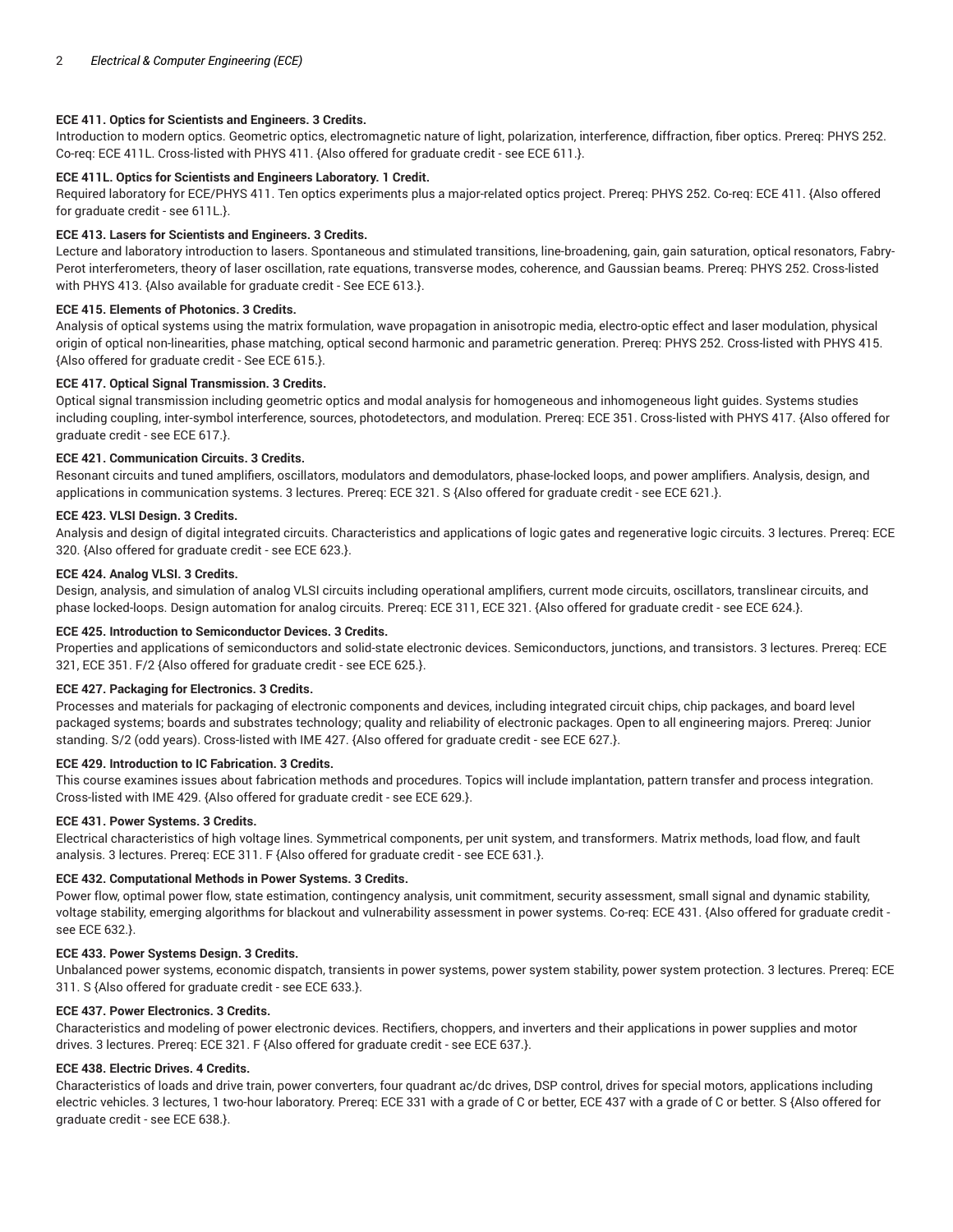**ECE 411. Optics for Scientists and Engineers. 3 Credits.**
Introduction to modern optics. Geometric optics, electromagnetic nature of light, polarization, interference, diffraction, fiber optics. Prereq: PHYS 252. Co-req: ECE 411L. Cross-listed with PHYS 411. {Also offered for graduate credit - see ECE 611.}.

**ECE 411L. Optics for Scientists and Engineers Laboratory. 1 Credit.**
Required laboratory for ECE/PHYS 411. Ten optics experiments plus a major-related optics project. Prereq: PHYS 252. Co-req: ECE 411. {Also offered for graduate credit - see 611L.}.

**ECE 413. Lasers for Scientists and Engineers. 3 Credits.**
Lecture and laboratory introduction to lasers. Spontaneous and stimulated transitions, line-broadening, gain, gain saturation, optical resonators, Fabry-Perot interferometers, theory of laser oscillation, rate equations, transverse modes, coherence, and Gaussian beams. Prereq: PHYS 252. Cross-listed with PHYS 413. {Also available for graduate credit - See ECE 613.}.

**ECE 415. Elements of Photonics. 3 Credits.**
Analysis of optical systems using the matrix formulation, wave propagation in anisotropic media, electro-optic effect and laser modulation, physical origin of optical non-linearities, phase matching, optical second harmonic and parametric generation. Prereq: PHYS 252. Cross-listed with PHYS 415. {Also offered for graduate credit - See ECE 615.}.

**ECE 417. Optical Signal Transmission. 3 Credits.**
Optical signal transmission including geometric optics and modal analysis for homogeneous and inhomogeneous light guides. Systems studies including coupling, inter-symbol interference, sources, photodetectors, and modulation. Prereq: ECE 351. Cross-listed with PHYS 417. {Also offered for graduate credit - see ECE 617.}.

**ECE 421. Communication Circuits. 3 Credits.**
Resonant circuits and tuned amplifiers, oscillators, modulators and demodulators, phase-locked loops, and power amplifiers. Analysis, design, and applications in communication systems. 3 lectures. Prereq: ECE 321. S {Also offered for graduate credit - see ECE 621.}.

**ECE 423. VLSI Design. 3 Credits.**
Analysis and design of digital integrated circuits. Characteristics and applications of logic gates and regenerative logic circuits. 3 lectures. Prereq: ECE 320. {Also offered for graduate credit - see ECE 623.}.

**ECE 424. Analog VLSI. 3 Credits.**
Design, analysis, and simulation of analog VLSI circuits including operational amplifiers, current mode circuits, oscillators, translinear circuits, and phase locked-loops. Design automation for analog circuits. Prereq: ECE 311, ECE 321. {Also offered for graduate credit - see ECE 624.}.

**ECE 425. Introduction to Semiconductor Devices. 3 Credits.**
Properties and applications of semiconductors and solid-state electronic devices. Semiconductors, junctions, and transistors. 3 lectures. Prereq: ECE 321, ECE 351. F/2 {Also offered for graduate credit - see ECE 625.}.

**ECE 427. Packaging for Electronics. 3 Credits.**
Processes and materials for packaging of electronic components and devices, including integrated circuit chips, chip packages, and board level packaged systems; boards and substrates technology; quality and reliability of electronic packages. Open to all engineering majors. Prereq: Junior standing. S/2 (odd years). Cross-listed with IME 427. {Also offered for graduate credit - see ECE 627.}.

**ECE 429. Introduction to IC Fabrication. 3 Credits.**
This course examines issues about fabrication methods and procedures. Topics will include implantation, pattern transfer and process integration. Cross-listed with IME 429. {Also offered for graduate credit - see ECE 629.}.

**ECE 431. Power Systems. 3 Credits.**
Electrical characteristics of high voltage lines. Symmetrical components, per unit system, and transformers. Matrix methods, load flow, and fault analysis. 3 lectures. Prereq: ECE 311. F {Also offered for graduate credit - see ECE 631.}.

**ECE 432. Computational Methods in Power Systems. 3 Credits.**
Power flow, optimal power flow, state estimation, contingency analysis, unit commitment, security assessment, small signal and dynamic stability, voltage stability, emerging algorithms for blackout and vulnerability assessment in power systems. Co-req: ECE 431. {Also offered for graduate credit - see ECE 632.}.

**ECE 433. Power Systems Design. 3 Credits.**
Unbalanced power systems, economic dispatch, transients in power systems, power system stability, power system protection. 3 lectures. Prereq: ECE 311. S {Also offered for graduate credit - see ECE 633.}.

**ECE 437. Power Electronics. 3 Credits.**
Characteristics and modeling of power electronic devices. Rectifiers, choppers, and inverters and their applications in power supplies and motor drives. 3 lectures. Prereq: ECE 321. F {Also offered for graduate credit - see ECE 637.}.

**ECE 438. Electric Drives. 4 Credits.**
Characteristics of loads and drive train, power converters, four quadrant ac/dc drives, DSP control, drives for special motors, applications including electric vehicles. 3 lectures, 1 two-hour laboratory. Prereq: ECE 331 with a grade of C or better, ECE 437 with a grade of C or better. S {Also offered for graduate credit - see ECE 638.}.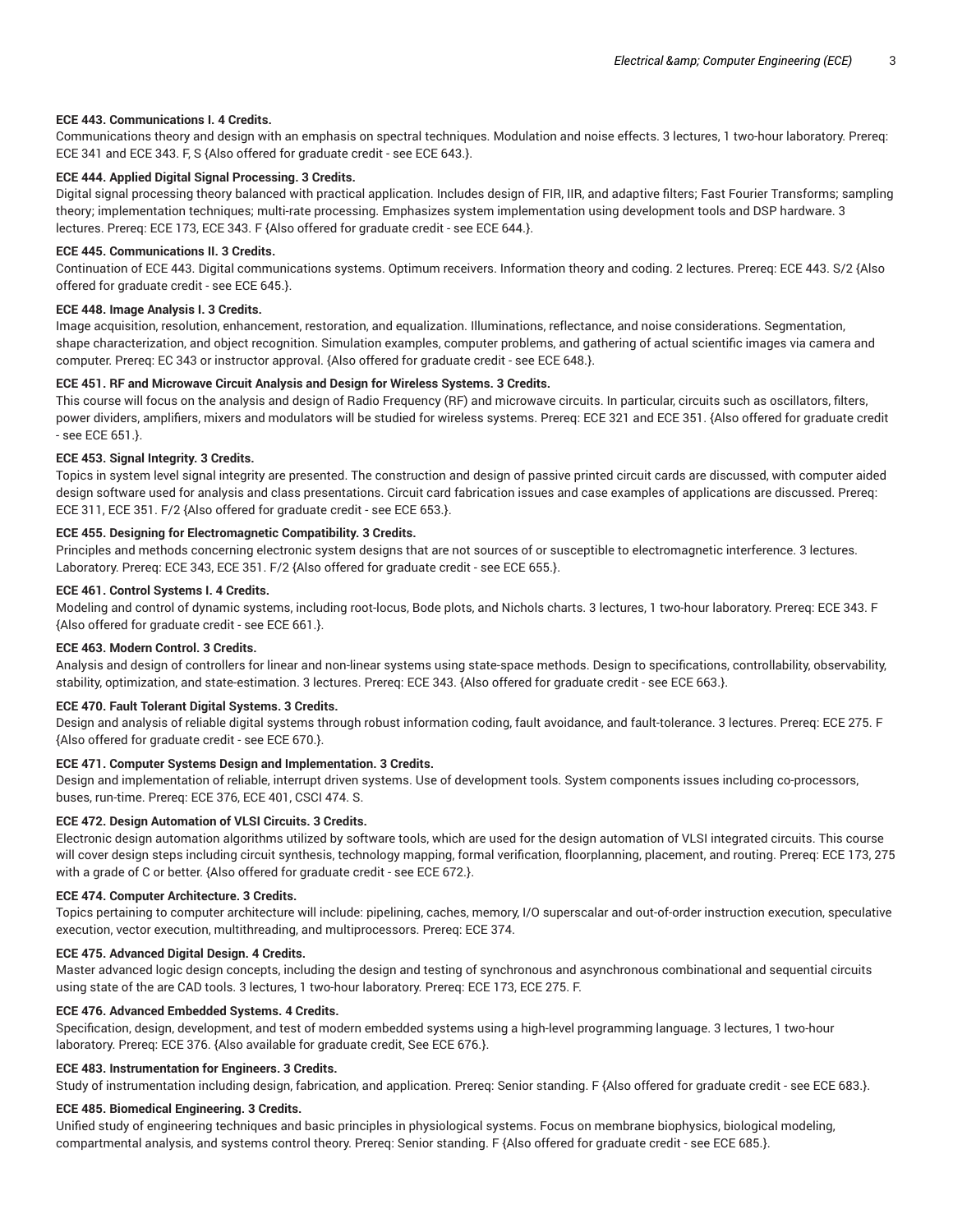#### ECE 443. Communications I. 4 Credits.

Communications theory and design with an emphasis on spectral techniques. Modulation and noise effects. 3 lectures, 1 two-hour laboratory. Prereq: ECE 341 and ECE 343. F, S {Also offered for graduate credit - see ECE 643.}.

#### ECE 444. Applied Digital Signal Processing. 3 Credits.

Digital signal processing theory balanced with practical application. Includes design of FIR, IIR, and adaptive filters; Fast Fourier Transforms; sampling theory; implementation techniques; multi-rate processing. Emphasizes system implementation using development tools and DSP hardware. 3 lectures. Prereq: ECE 173, ECE 343. F {Also offered for graduate credit - see ECE 644.}.

#### ECE 445. Communications II. 3 Credits.

Continuation of ECE 443. Digital communications systems. Optimum receivers. Information theory and coding. 2 lectures. Prereq: ECE 443. S/2 {Also offered for graduate credit - see ECE 645.}.

#### ECE 448. Image Analysis I. 3 Credits.

Image acquisition, resolution, enhancement, restoration, and equalization. Illuminations, reflectance, and noise considerations. Segmentation, shape characterization, and object recognition. Simulation examples, computer problems, and gathering of actual scientific images via camera and computer. Prereq: EC 343 or instructor approval. {Also offered for graduate credit - see ECE 648.}.

#### ECE 451. RF and Microwave Circuit Analysis and Design for Wireless Systems. 3 Credits.

This course will focus on the analysis and design of Radio Frequency (RF) and microwave circuits. In particular, circuits such as oscillators, filters, power dividers, amplifiers, mixers and modulators will be studied for wireless systems. Prereq: ECE 321 and ECE 351. {Also offered for graduate credit - see ECE 651.}.

#### ECE 453. Signal Integrity. 3 Credits.

Topics in system level signal integrity are presented. The construction and design of passive printed circuit cards are discussed, with computer aided design software used for analysis and class presentations. Circuit card fabrication issues and case examples of applications are discussed. Prereq: ECE 311, ECE 351. F/2 {Also offered for graduate credit - see ECE 653.}.

#### ECE 455. Designing for Electromagnetic Compatibility. 3 Credits.

Principles and methods concerning electronic system designs that are not sources of or susceptible to electromagnetic interference. 3 lectures. Laboratory. Prereq: ECE 343, ECE 351. F/2 {Also offered for graduate credit - see ECE 655.}.

#### ECE 461. Control Systems I. 4 Credits.

Modeling and control of dynamic systems, including root-locus, Bode plots, and Nichols charts. 3 lectures, 1 two-hour laboratory. Prereq: ECE 343. F {Also offered for graduate credit - see ECE 661.}.

#### ECE 463. Modern Control. 3 Credits.

Analysis and design of controllers for linear and non-linear systems using state-space methods. Design to specifications, controllability, observability, stability, optimization, and state-estimation. 3 lectures. Prereq: ECE 343. {Also offered for graduate credit - see ECE 663.}.

#### ECE 470. Fault Tolerant Digital Systems. 3 Credits.

Design and analysis of reliable digital systems through robust information coding, fault avoidance, and fault-tolerance. 3 lectures. Prereq: ECE 275. F {Also offered for graduate credit - see ECE 670.}.

#### ECE 471. Computer Systems Design and Implementation. 3 Credits.

Design and implementation of reliable, interrupt driven systems. Use of development tools. System components issues including co-processors, buses, run-time. Prereq: ECE 376, ECE 401, CSCI 474. S.

#### ECE 472. Design Automation of VLSI Circuits. 3 Credits.

Electronic design automation algorithms utilized by software tools, which are used for the design automation of VLSI integrated circuits. This course will cover design steps including circuit synthesis, technology mapping, formal verification, floorplanning, placement, and routing. Prereq: ECE 173, 275 with a grade of C or better. {Also offered for graduate credit - see ECE 672.}.

#### ECE 474. Computer Architecture. 3 Credits.

Topics pertaining to computer architecture will include: pipelining, caches, memory, I/O superscalar and out-of-order instruction execution, speculative execution, vector execution, multithreading, and multiprocessors. Prereq: ECE 374.

#### ECE 475. Advanced Digital Design. 4 Credits.

Master advanced logic design concepts, including the design and testing of synchronous and asynchronous combinational and sequential circuits using state of the are CAD tools. 3 lectures, 1 two-hour laboratory. Prereq: ECE 173, ECE 275. F.

#### ECE 476. Advanced Embedded Systems. 4 Credits.

Specification, design, development, and test of modern embedded systems using a high-level programming language. 3 lectures, 1 two-hour laboratory. Prereq: ECE 376. {Also available for graduate credit, See ECE 676.}.

#### ECE 483. Instrumentation for Engineers. 3 Credits.

Study of instrumentation including design, fabrication, and application. Prereq: Senior standing. F {Also offered for graduate credit - see ECE 683.}.

#### ECE 485. Biomedical Engineering. 3 Credits.

Unified study of engineering techniques and basic principles in physiological systems. Focus on membrane biophysics, biological modeling, compartmental analysis, and systems control theory. Prereq: Senior standing. F {Also offered for graduate credit - see ECE 685.}.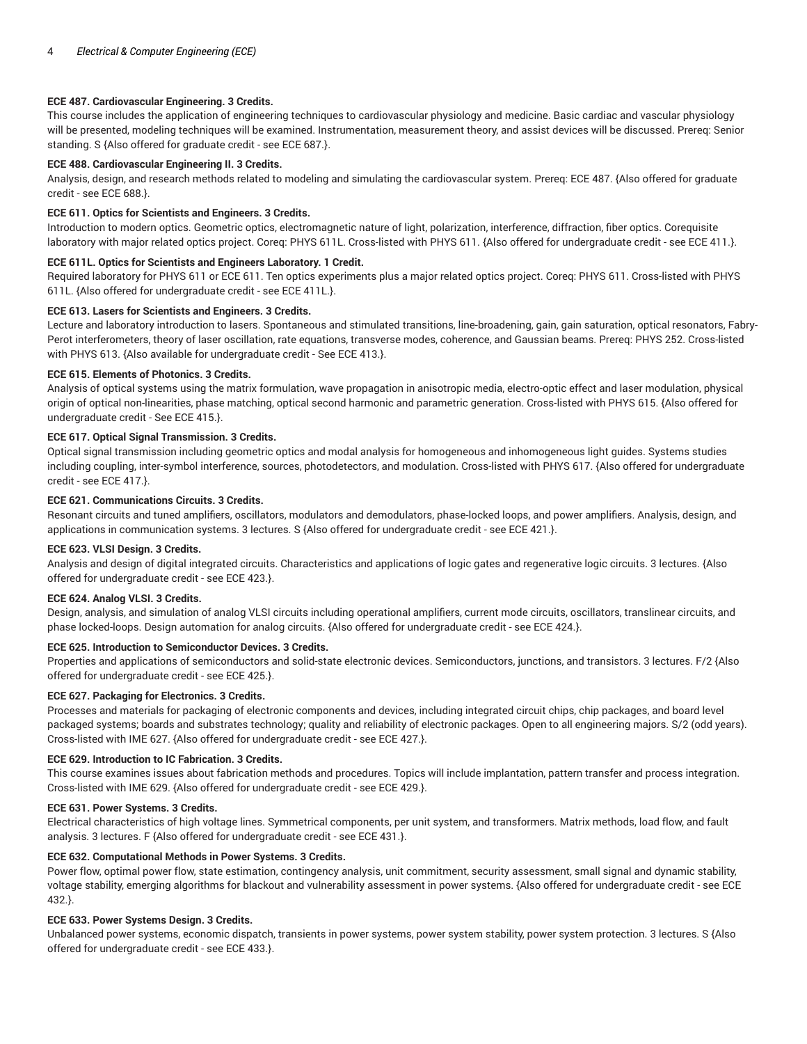**ECE 487. Cardiovascular Engineering. 3 Credits.**

This course includes the application of engineering techniques to cardiovascular physiology and medicine. Basic cardiac and vascular physiology will be presented, modeling techniques will be examined. Instrumentation, measurement theory, and assist devices will be discussed. Prereq: Senior standing. S {Also offered for graduate credit - see ECE 687.}.

**ECE 488. Cardiovascular Engineering II. 3 Credits.**

Analysis, design, and research methods related to modeling and simulating the cardiovascular system. Prereq: ECE 487. {Also offered for graduate credit - see ECE 688.}.

**ECE 611. Optics for Scientists and Engineers. 3 Credits.**

Introduction to modern optics. Geometric optics, electromagnetic nature of light, polarization, interference, diffraction, fiber optics. Corequisite laboratory with major related optics project. Coreq: PHYS 611L. Cross-listed with PHYS 611. {Also offered for undergraduate credit - see ECE 411.}.

**ECE 611L. Optics for Scientists and Engineers Laboratory. 1 Credit.**

Required laboratory for PHYS 611 or ECE 611. Ten optics experiments plus a major related optics project. Coreq: PHYS 611. Cross-listed with PHYS 611L. {Also offered for undergraduate credit - see ECE 411L.}.

**ECE 613. Lasers for Scientists and Engineers. 3 Credits.**

Lecture and laboratory introduction to lasers. Spontaneous and stimulated transitions, line-broadening, gain, gain saturation, optical resonators, Fabry-Perot interferometers, theory of laser oscillation, rate equations, transverse modes, coherence, and Gaussian beams. Prereq: PHYS 252. Cross-listed with PHYS 613. {Also available for undergraduate credit - See ECE 413.}.

**ECE 615. Elements of Photonics. 3 Credits.**

Analysis of optical systems using the matrix formulation, wave propagation in anisotropic media, electro-optic effect and laser modulation, physical origin of optical non-linearities, phase matching, optical second harmonic and parametric generation. Cross-listed with PHYS 615. {Also offered for undergraduate credit - See ECE 415.}.

**ECE 617. Optical Signal Transmission. 3 Credits.**

Optical signal transmission including geometric optics and modal analysis for homogeneous and inhomogeneous light guides. Systems studies including coupling, inter-symbol interference, sources, photodetectors, and modulation. Cross-listed with PHYS 617. {Also offered for undergraduate credit - see ECE 417.}.

**ECE 621. Communications Circuits. 3 Credits.**

Resonant circuits and tuned amplifiers, oscillators, modulators and demodulators, phase-locked loops, and power amplifiers. Analysis, design, and applications in communication systems. 3 lectures. S {Also offered for undergraduate credit - see ECE 421.}.

**ECE 623. VLSI Design. 3 Credits.**

Analysis and design of digital integrated circuits. Characteristics and applications of logic gates and regenerative logic circuits. 3 lectures. {Also offered for undergraduate credit - see ECE 423.}.

**ECE 624. Analog VLSI. 3 Credits.**

Design, analysis, and simulation of analog VLSI circuits including operational amplifiers, current mode circuits, oscillators, translinear circuits, and phase locked-loops. Design automation for analog circuits. {Also offered for undergraduate credit - see ECE 424.}.

**ECE 625. Introduction to Semiconductor Devices. 3 Credits.**

Properties and applications of semiconductors and solid-state electronic devices. Semiconductors, junctions, and transistors. 3 lectures. F/2 {Also offered for undergraduate credit - see ECE 425.}.

**ECE 627. Packaging for Electronics. 3 Credits.**

Processes and materials for packaging of electronic components and devices, including integrated circuit chips, chip packages, and board level packaged systems; boards and substrates technology; quality and reliability of electronic packages. Open to all engineering majors. S/2 (odd years). Cross-listed with IME 627. {Also offered for undergraduate credit - see ECE 427.}.

**ECE 629. Introduction to IC Fabrication. 3 Credits.**

This course examines issues about fabrication methods and procedures. Topics will include implantation, pattern transfer and process integration. Cross-listed with IME 629. {Also offered for undergraduate credit - see ECE 429.}.

**ECE 631. Power Systems. 3 Credits.**

Electrical characteristics of high voltage lines. Symmetrical components, per unit system, and transformers. Matrix methods, load flow, and fault analysis. 3 lectures. F {Also offered for undergraduate credit - see ECE 431.}.

**ECE 632. Computational Methods in Power Systems. 3 Credits.**

Power flow, optimal power flow, state estimation, contingency analysis, unit commitment, security assessment, small signal and dynamic stability, voltage stability, emerging algorithms for blackout and vulnerability assessment in power systems. {Also offered for undergraduate credit - see ECE 432.}.

**ECE 633. Power Systems Design. 3 Credits.**

Unbalanced power systems, economic dispatch, transients in power systems, power system stability, power system protection. 3 lectures. S {Also offered for undergraduate credit - see ECE 433.}.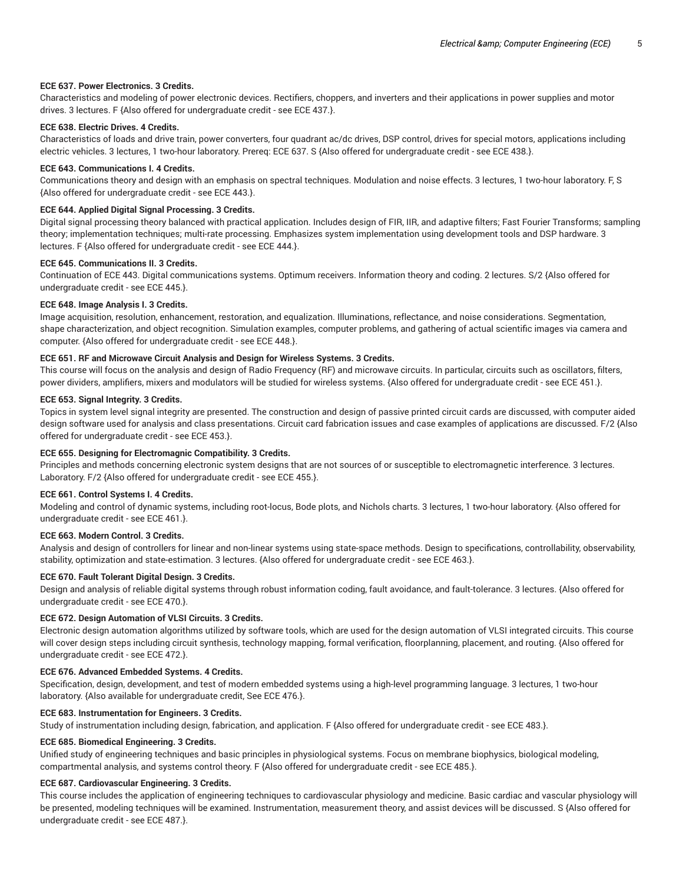**ECE 637. Power Electronics. 3 Credits.**

Characteristics and modeling of power electronic devices. Rectifiers, choppers, and inverters and their applications in power supplies and motor drives. 3 lectures. F {Also offered for undergraduate credit - see ECE 437.}.

**ECE 638. Electric Drives. 4 Credits.**

Characteristics of loads and drive train, power converters, four quadrant ac/dc drives, DSP control, drives for special motors, applications including electric vehicles. 3 lectures, 1 two-hour laboratory. Prereq: ECE 637. S {Also offered for undergraduate credit - see ECE 438.}.

**ECE 643. Communications I. 4 Credits.**

Communications theory and design with an emphasis on spectral techniques. Modulation and noise effects. 3 lectures, 1 two-hour laboratory. F, S {Also offered for undergraduate credit - see ECE 443.}.

**ECE 644. Applied Digital Signal Processing. 3 Credits.**

Digital signal processing theory balanced with practical application. Includes design of FIR, IIR, and adaptive filters; Fast Fourier Transforms; sampling theory; implementation techniques; multi-rate processing. Emphasizes system implementation using development tools and DSP hardware. 3 lectures. F {Also offered for undergraduate credit - see ECE 444.}.

**ECE 645. Communications II. 3 Credits.**

Continuation of ECE 443. Digital communications systems. Optimum receivers. Information theory and coding. 2 lectures. S/2 {Also offered for undergraduate credit - see ECE 445.}.

**ECE 648. Image Analysis I. 3 Credits.**

Image acquisition, resolution, enhancement, restoration, and equalization. Illuminations, reflectance, and noise considerations. Segmentation, shape characterization, and object recognition. Simulation examples, computer problems, and gathering of actual scientific images via camera and computer. {Also offered for undergraduate credit - see ECE 448.}.

**ECE 651. RF and Microwave Circuit Analysis and Design for Wireless Systems. 3 Credits.**

This course will focus on the analysis and design of Radio Frequency (RF) and microwave circuits. In particular, circuits such as oscillators, filters, power dividers, amplifiers, mixers and modulators will be studied for wireless systems. {Also offered for undergraduate credit - see ECE 451.}.

**ECE 653. Signal Integrity. 3 Credits.**

Topics in system level signal integrity are presented. The construction and design of passive printed circuit cards are discussed, with computer aided design software used for analysis and class presentations. Circuit card fabrication issues and case examples of applications are discussed. F/2 {Also offered for undergraduate credit - see ECE 453.}.

**ECE 655. Designing for Electromagnic Compatibility. 3 Credits.**

Principles and methods concerning electronic system designs that are not sources of or susceptible to electromagnetic interference. 3 lectures. Laboratory. F/2 {Also offered for undergraduate credit - see ECE 455.}.

**ECE 661. Control Systems I. 4 Credits.**

Modeling and control of dynamic systems, including root-locus, Bode plots, and Nichols charts. 3 lectures, 1 two-hour laboratory. {Also offered for undergraduate credit - see ECE 461.}.

**ECE 663. Modern Control. 3 Credits.**

Analysis and design of controllers for linear and non-linear systems using state-space methods. Design to specifications, controllability, observability, stability, optimization and state-estimation. 3 lectures. {Also offered for undergraduate credit - see ECE 463.}.

**ECE 670. Fault Tolerant Digital Design. 3 Credits.**

Design and analysis of reliable digital systems through robust information coding, fault avoidance, and fault-tolerance. 3 lectures. {Also offered for undergraduate credit - see ECE 470.}.

**ECE 672. Design Automation of VLSI Circuits. 3 Credits.**

Electronic design automation algorithms utilized by software tools, which are used for the design automation of VLSI integrated circuits. This course will cover design steps including circuit synthesis, technology mapping, formal verification, floorplanning, placement, and routing. {Also offered for undergraduate credit - see ECE 472.}.

**ECE 676. Advanced Embedded Systems. 4 Credits.**

Specification, design, development, and test of modern embedded systems using a high-level programming language. 3 lectures, 1 two-hour laboratory. {Also available for undergraduate credit, See ECE 476.}.

**ECE 683. Instrumentation for Engineers. 3 Credits.**

Study of instrumentation including design, fabrication, and application. F {Also offered for undergraduate credit - see ECE 483.}.

**ECE 685. Biomedical Engineering. 3 Credits.**

Unified study of engineering techniques and basic principles in physiological systems. Focus on membrane biophysics, biological modeling, compartmental analysis, and systems control theory. F {Also offered for undergraduate credit - see ECE 485.}.

**ECE 687. Cardiovascular Engineering. 3 Credits.**

This course includes the application of engineering techniques to cardiovascular physiology and medicine. Basic cardiac and vascular physiology will be presented, modeling techniques will be examined. Instrumentation, measurement theory, and assist devices will be discussed. S {Also offered for undergraduate credit - see ECE 487.}.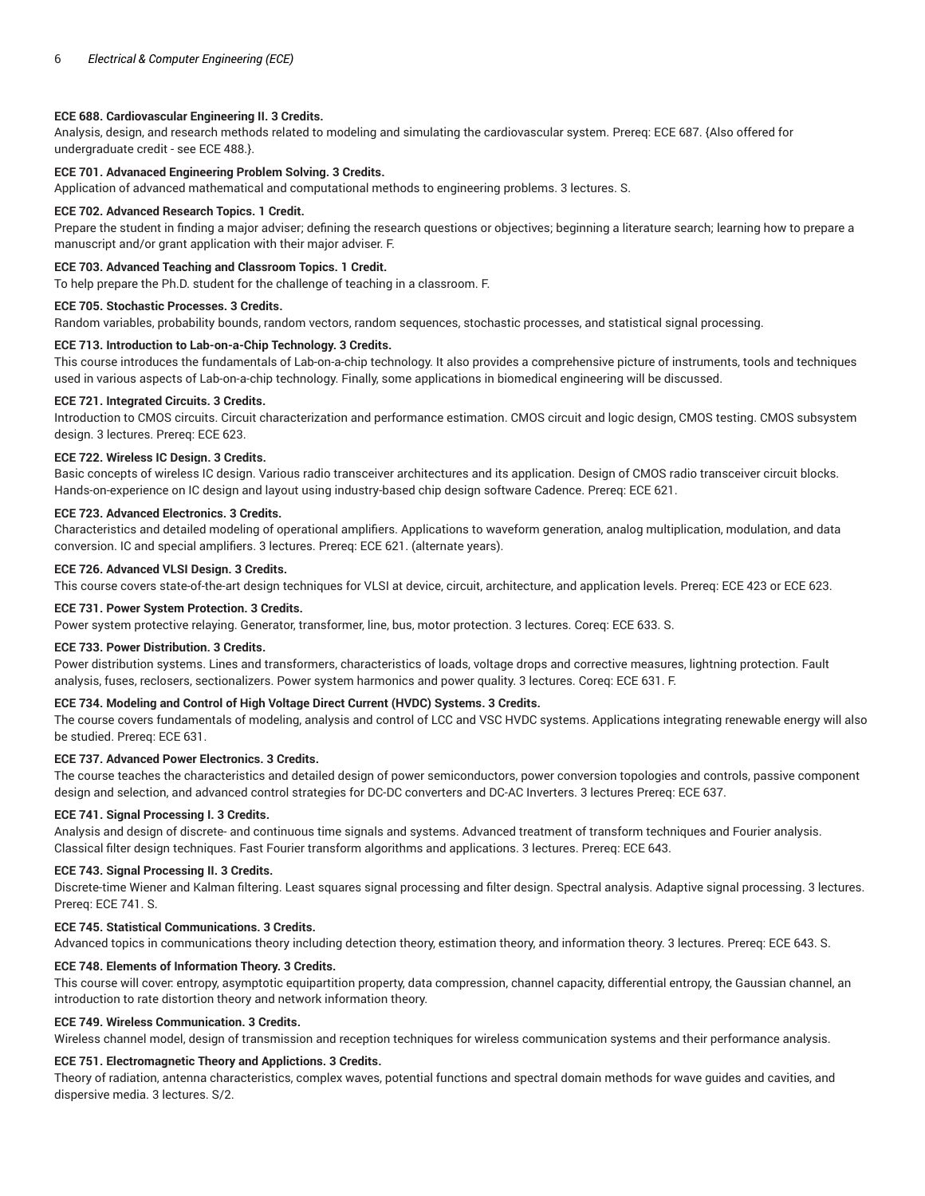**ECE 688. Cardiovascular Engineering II. 3 Credits.**
Analysis, design, and research methods related to modeling and simulating the cardiovascular system. Prereq: ECE 687. {Also offered for undergraduate credit - see ECE 488.}.

**ECE 701. Advanaced Engineering Problem Solving. 3 Credits.**
Application of advanced mathematical and computational methods to engineering problems. 3 lectures. S.

**ECE 702. Advanced Research Topics. 1 Credit.**
Prepare the student in finding a major adviser; defining the research questions or objectives; beginning a literature search; learning how to prepare a manuscript and/or grant application with their major adviser. F.

**ECE 703. Advanced Teaching and Classroom Topics. 1 Credit.**
To help prepare the Ph.D. student for the challenge of teaching in a classroom. F.

**ECE 705. Stochastic Processes. 3 Credits.**
Random variables, probability bounds, random vectors, random sequences, stochastic processes, and statistical signal processing.

**ECE 713. Introduction to Lab-on-a-Chip Technology. 3 Credits.**
This course introduces the fundamentals of Lab-on-a-chip technology. It also provides a comprehensive picture of instruments, tools and techniques used in various aspects of Lab-on-a-chip technology. Finally, some applications in biomedical engineering will be discussed.

**ECE 721. Integrated Circuits. 3 Credits.**
Introduction to CMOS circuits. Circuit characterization and performance estimation. CMOS circuit and logic design, CMOS testing. CMOS subsystem design. 3 lectures. Prereq: ECE 623.

**ECE 722. Wireless IC Design. 3 Credits.**
Basic concepts of wireless IC design. Various radio transceiver architectures and its application. Design of CMOS radio transceiver circuit blocks. Hands-on-experience on IC design and layout using industry-based chip design software Cadence. Prereq: ECE 621.

**ECE 723. Advanced Electronics. 3 Credits.**
Characteristics and detailed modeling of operational amplifiers. Applications to waveform generation, analog multiplication, modulation, and data conversion. IC and special amplifiers. 3 lectures. Prereq: ECE 621. (alternate years).

**ECE 726. Advanced VLSI Design. 3 Credits.**
This course covers state-of-the-art design techniques for VLSI at device, circuit, architecture, and application levels. Prereq: ECE 423 or ECE 623.

**ECE 731. Power System Protection. 3 Credits.**
Power system protective relaying. Generator, transformer, line, bus, motor protection. 3 lectures. Coreq: ECE 633. S.

**ECE 733. Power Distribution. 3 Credits.**
Power distribution systems. Lines and transformers, characteristics of loads, voltage drops and corrective measures, lightning protection. Fault analysis, fuses, reclosers, sectionalizers. Power system harmonics and power quality. 3 lectures. Coreq: ECE 631. F.

**ECE 734. Modeling and Control of High Voltage Direct Current (HVDC) Systems. 3 Credits.**
The course covers fundamentals of modeling, analysis and control of LCC and VSC HVDC systems. Applications integrating renewable energy will also be studied. Prereq: ECE 631.

**ECE 737. Advanced Power Electronics. 3 Credits.**
The course teaches the characteristics and detailed design of power semiconductors, power conversion topologies and controls, passive component design and selection, and advanced control strategies for DC-DC converters and DC-AC Inverters. 3 lectures Prereq: ECE 637.

**ECE 741. Signal Processing I. 3 Credits.**
Analysis and design of discrete- and continuous time signals and systems. Advanced treatment of transform techniques and Fourier analysis. Classical filter design techniques. Fast Fourier transform algorithms and applications. 3 lectures. Prereq: ECE 643.

**ECE 743. Signal Processing II. 3 Credits.**
Discrete-time Wiener and Kalman filtering. Least squares signal processing and filter design. Spectral analysis. Adaptive signal processing. 3 lectures. Prereq: ECE 741. S.

**ECE 745. Statistical Communications. 3 Credits.**
Advanced topics in communications theory including detection theory, estimation theory, and information theory. 3 lectures. Prereq: ECE 643. S.

**ECE 748. Elements of Information Theory. 3 Credits.**
This course will cover: entropy, asymptotic equipartition property, data compression, channel capacity, differential entropy, the Gaussian channel, an introduction to rate distortion theory and network information theory.

**ECE 749. Wireless Communication. 3 Credits.**
Wireless channel model, design of transmission and reception techniques for wireless communication systems and their performance analysis.

**ECE 751. Electromagnetic Theory and Applictions. 3 Credits.**
Theory of radiation, antenna characteristics, complex waves, potential functions and spectral domain methods for wave guides and cavities, and dispersive media. 3 lectures. S/2.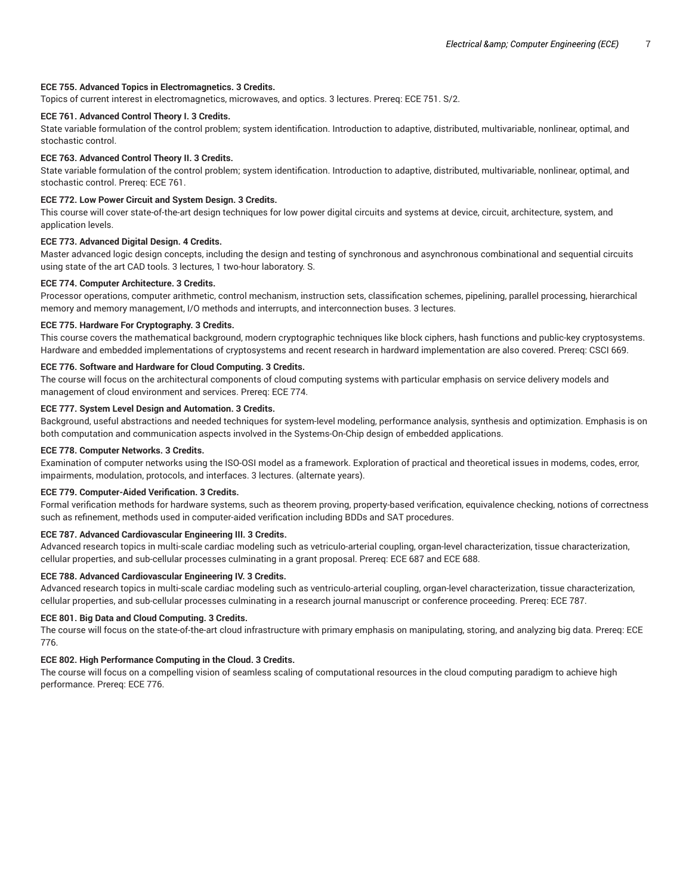**ECE 755. Advanced Topics in Electromagnetics. 3 Credits.**
Topics of current interest in electromagnetics, microwaves, and optics. 3 lectures. Prereq: ECE 751. S/2.

**ECE 761. Advanced Control Theory I. 3 Credits.**
State variable formulation of the control problem; system identification. Introduction to adaptive, distributed, multivariable, nonlinear, optimal, and stochastic control.

**ECE 763. Advanced Control Theory II. 3 Credits.**
State variable formulation of the control problem; system identification. Introduction to adaptive, distributed, multivariable, nonlinear, optimal, and stochastic control. Prereq: ECE 761.

**ECE 772. Low Power Circuit and System Design. 3 Credits.**
This course will cover state-of-the-art design techniques for low power digital circuits and systems at device, circuit, architecture, system, and application levels.

**ECE 773. Advanced Digital Design. 4 Credits.**
Master advanced logic design concepts, including the design and testing of synchronous and asynchronous combinational and sequential circuits using state of the art CAD tools. 3 lectures, 1 two-hour laboratory. S.

**ECE 774. Computer Architecture. 3 Credits.**
Processor operations, computer arithmetic, control mechanism, instruction sets, classification schemes, pipelining, parallel processing, hierarchical memory and memory management, I/O methods and interrupts, and interconnection buses. 3 lectures.

**ECE 775. Hardware For Cryptography. 3 Credits.**
This course covers the mathematical background, modern cryptographic techniques like block ciphers, hash functions and public-key cryptosystems. Hardware and embedded implementations of cryptosystems and recent research in hardward implementation are also covered. Prereq: CSCI 669.

**ECE 776. Software and Hardware for Cloud Computing. 3 Credits.**
The course will focus on the architectural components of cloud computing systems with particular emphasis on service delivery models and management of cloud environment and services. Prereq: ECE 774.

**ECE 777. System Level Design and Automation. 3 Credits.**
Background, useful abstractions and needed techniques for system-level modeling, performance analysis, synthesis and optimization. Emphasis is on both computation and communication aspects involved in the Systems-On-Chip design of embedded applications.

**ECE 778. Computer Networks. 3 Credits.**
Examination of computer networks using the ISO-OSI model as a framework. Exploration of practical and theoretical issues in modems, codes, error, impairments, modulation, protocols, and interfaces. 3 lectures. (alternate years).

**ECE 779. Computer-Aided Verification. 3 Credits.**
Formal verification methods for hardware systems, such as theorem proving, property-based verification, equivalence checking, notions of correctness such as refinement, methods used in computer-aided verification including BDDs and SAT procedures.

**ECE 787. Advanced Cardiovascular Engineering III. 3 Credits.**
Advanced research topics in multi-scale cardiac modeling such as vetriculo-arterial coupling, organ-level characterization, tissue characterization, cellular properties, and sub-cellular processes culminating in a grant proposal. Prereq: ECE 687 and ECE 688.

**ECE 788. Advanced Cardiovascular Engineering IV. 3 Credits.**
Advanced research topics in multi-scale cardiac modeling such as ventriculo-arterial coupling, organ-level characterization, tissue characterization, cellular properties, and sub-cellular processes culminating in a research journal manuscript or conference proceeding. Prereq: ECE 787.

**ECE 801. Big Data and Cloud Computing. 3 Credits.**
The course will focus on the state-of-the-art cloud infrastructure with primary emphasis on manipulating, storing, and analyzing big data. Prereq: ECE 776.

**ECE 802. High Performance Computing in the Cloud. 3 Credits.**
The course will focus on a compelling vision of seamless scaling of computational resources in the cloud computing paradigm to achieve high performance. Prereq: ECE 776.